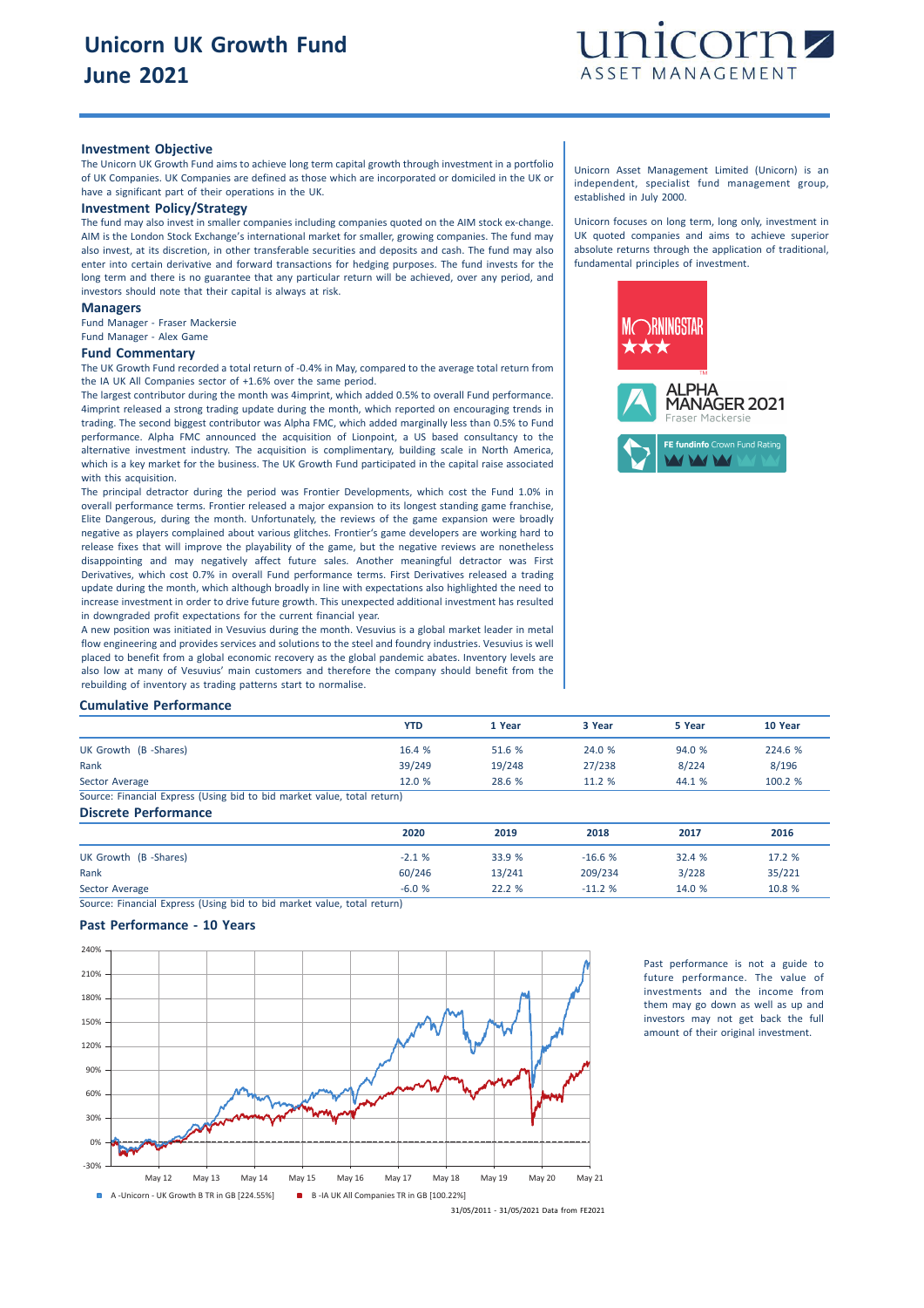# Unicorn UK Growth Fund
# June 2021

## Investment Objective

The Unicorn UK Growth Fund aims to achieve long term capital growth through investment in a portfolio of UK Companies. UK Companies are defined as those which are incorporated or domiciled in the UK or have a significant part of their operations in the UK.

## Investment Policy/Strategy

The fund may also invest in smaller companies including companies quoted on the AIM stock ex-change. AIM is the London Stock Exchange's international market for smaller, growing companies. The fund may also invest, at its discretion, in other transferable securities and deposits and cash. The fund may also enter into certain derivative and forward transactions for hedging purposes. The fund invests for the long term and there is no guarantee that any particular return will be achieved, over any period, and investors should note that their capital is always at risk.

## Managers

Fund Manager - Fraser Mackersie
Fund Manager - Alex Game

## Fund Commentary

The UK Growth Fund recorded a total return of -0.4% in May, compared to the average total return from the IA UK All Companies sector of +1.6% over the same period.

The largest contributor during the month was 4imprint, which added 0.5% to overall Fund performance. 4imprint released a strong trading update during the month, which reported on encouraging trends in trading. The second biggest contributor was Alpha FMC, which added marginally less than 0.5% to Fund performance. Alpha FMC announced the acquisition of Lionpoint, a US based consultancy to the alternative investment industry. The acquisition is complimentary, building scale in North America, which is a key market for the business. The UK Growth Fund participated in the capital raise associated with this acquisition.

The principal detractor during the period was Frontier Developments, which cost the Fund 1.0% in overall performance terms. Frontier released a major expansion to its longest standing game franchise, Elite Dangerous, during the month. Unfortunately, the reviews of the game expansion were broadly negative as players complained about various glitches. Frontier's game developers are working hard to release fixes that will improve the playability of the game, but the negative reviews are nonetheless disappointing and may negatively affect future sales. Another meaningful detractor was First Derivatives, which cost 0.7% in overall Fund performance terms. First Derivatives released a trading update during the month, which although broadly in line with expectations also highlighted the need to increase investment in order to drive future growth. This unexpected additional investment has resulted in downgraded profit expectations for the current financial year.

A new position was initiated in Vesuvius during the month. Vesuvius is a global market leader in metal flow engineering and provides services and solutions to the steel and foundry industries. Vesuvius is well placed to benefit from a global economic recovery as the global pandemic abates. Inventory levels are also low at many of Vesuvius' main customers and therefore the company should benefit from the rebuilding of inventory as trading patterns start to normalise.

Unicorn Asset Management Limited (Unicorn) is an independent, specialist fund management group, established in July 2000.

Unicorn focuses on long term, long only, investment in UK quoted companies and aims to achieve superior absolute returns through the application of traditional, fundamental principles of investment.

Morningstar ★★★

ALPHA MANAGER 2021 — Fraser Mackersie

FE fundinfo Crown Fund Rating

## Cumulative Performance

| | YTD | 1 Year | 3 Year | 5 Year | 10 Year |
|---|---|---|---|---|---|
| UK Growth (B -Shares) | 16.4 % | 51.6 % | 24.0 % | 94.0 % | 224.6 % |
| Rank | 39/249 | 19/248 | 27/238 | 8/224 | 8/196 |
| Sector Average | 12.0 % | 28.6 % | 11.2 % | 44.1 % | 100.2 % |

Source: Financial Express (Using bid to bid market value, total return)

## Discrete Performance

| | 2020 | 2019 | 2018 | 2017 | 2016 |
|---|---|---|---|---|---|
| UK Growth (B -Shares) | -2.1 % | 33.9 % | -16.6 % | 32.4 % | 17.2 % |
| Rank | 60/246 | 13/241 | 209/234 | 3/228 | 35/221 |
| Sector Average | -6.0 % | 22.2 % | -11.2 % | 14.0 % | 10.8 % |

Source: Financial Express (Using bid to bid market value, total return)

## Past Performance - 10 Years

A -Unicorn - UK Growth B TR in GB [224.55%]    B -IA UK All Companies TR in GB [100.22%]

31/05/2011 - 31/05/2021 Data from FE2021

Past performance is not a guide to future performance. The value of investments and the income from them may go down as well as up and investors may not get back the full amount of their original investment.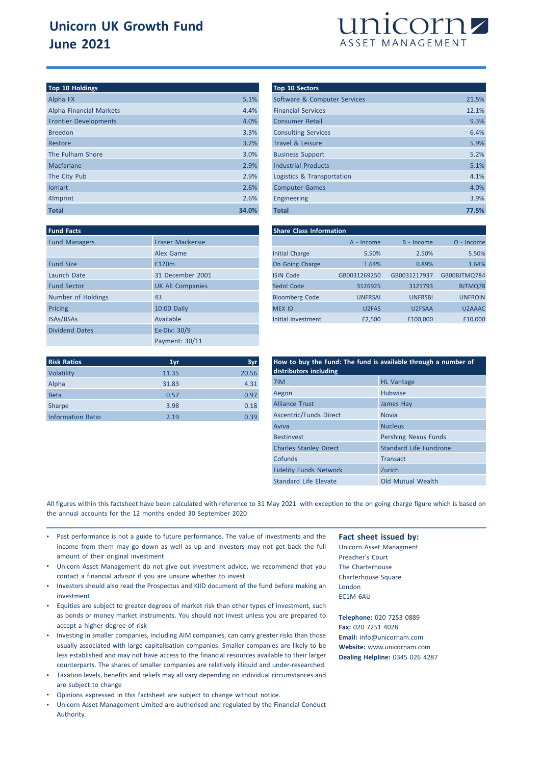# Unicorn UK Growth Fund
# June 2021

unicorn ASSET MANAGEMENT

| Top 10 Holdings | |
|---|---|
| Alpha FX | 5.1% |
| Alpha Financial Markets | 4.4% |
| Frontier Developments | 4.0% |
| Breedon | 3.3% |
| Restore | 3.2% |
| The Fulham Shore | 3.0% |
| Macfarlane | 2.9% |
| The City Pub | 2.9% |
| Iomart | 2.6% |
| 4Imprint | 2.6% |
| **Total** | **34.0%** |

| Top 10 Sectors | |
|---|---|
| Software & Computer Services | 21.5% |
| Financial Services | 12.1% |
| Consumer Retail | 9.3% |
| Consulting Services | 6.4% |
| Travel & Leisure | 5.9% |
| Business Support | 5.2% |
| Industrial Products | 5.1% |
| Logistics & Transportation | 4.1% |
| Computer Games | 4.0% |
| Engineering | 3.9% |
| **Total** | **77.5%** |

| Fund Facts | |
|---|---|
| Fund Managers | Fraser Mackersie |
| | Alex Game |
| Fund Size | £120m |
| Launch Date | 31 December 2001 |
| Fund Sector | UK All Companies |
| Number of Holdings | 43 |
| Pricing | 10:00 Daily |
| ISAs/JISAs | Available |
| Dividend Dates | Ex-Div: 30/9 |
| | Payment: 30/11 |

| Share Class Information | A - Income | B - Income | O - Income |
|---|---|---|---|
| Initial Charge | 5.50% | 2.50% | 5.50% |
| On Going Charge | 1.64% | 0.89% | 1.64% |
| ISIN Code | GB0031269250 | GB0031217937 | GB00BJTMQ784 |
| Sedol Code | 3126925 | 3121793 | BJTMQ78 |
| Bloomberg Code | UNFRSAI | UNFRSBI | UNFROIN |
| MEX ID | U2FAS | U2FSAA | U2AAAC |
| Initial Investment | £2,500 | £100,000 | £10,000 |

| Risk Ratios | 1yr | 3yr |
|---|---|---|
| Volatility | 11.35 | 20.56 |
| Alpha | 31.83 | 4.31 |
| Beta | 0.57 | 0.97 |
| Sharpe | 3.98 | 0.18 |
| Information Ratio | 2.19 | 0.39 |

| How to buy the Fund: The fund is available through a number of distributors including | |
|---|---|
| 7IM | HL Vantage |
| Aegon | Hubwise |
| Alliance Trust | James Hay |
| Ascentric/Funds Direct | Novia |
| Aviva | Nucleus |
| Bestinvest | Pershing Nexus Funds |
| Charles Stanley Direct | Standard Life Fundzone |
| Cofunds | Transact |
| Fidelity Funds Network | Zurich |
| Standard Life Elevate | Old Mutual Wealth |

All figures within this factsheet have been calculated with reference to 31 May 2021 with exception to the on going charge figure which is based on the annual accounts for the 12 months ended 30 September 2020

- Past performance is not a guide to future performance. The value of investments and the income from them may go down as well as up and investors may not get back the full amount of their original investment
- Unicorn Asset Management do not give out investment advice, we recommend that you contact a financial advisor if you are unsure whether to invest
- Investors should also read the Prospectus and KIID document of the fund before making an investment
- Equities are subject to greater degrees of market risk than other types of investment, such as bonds or money market instruments. You should not invest unless you are prepared to accept a higher degree of risk
- Investing in smaller companies, including AIM companies, can carry greater risks than those usually associated with large capitalisation companies. Smaller companies are likely to be less established and may not have access to the financial resources available to their larger counterparts. The shares of smaller companies are relatively illiquid and under-researched.
- Taxation levels, benefits and reliefs may all vary depending on individual circumstances and are subject to change
- Opinions expressed in this factsheet are subject to change without notice.
- Unicorn Asset Management Limited are authorised and regulated by the Financial Conduct Authority.

**Fact sheet issued by:**
Unicorn Asset Managment
Preacher's Court
The Charterhouse
Charterhouse Square
London
EC1M 6AU

**Telephone:** 020 7253 0889
**Fax:** 020 7251 4028
**Email:** info@unicornam.com
**Website:** www.unicornam.com
**Dealing Helpline:** 0345 026 4287